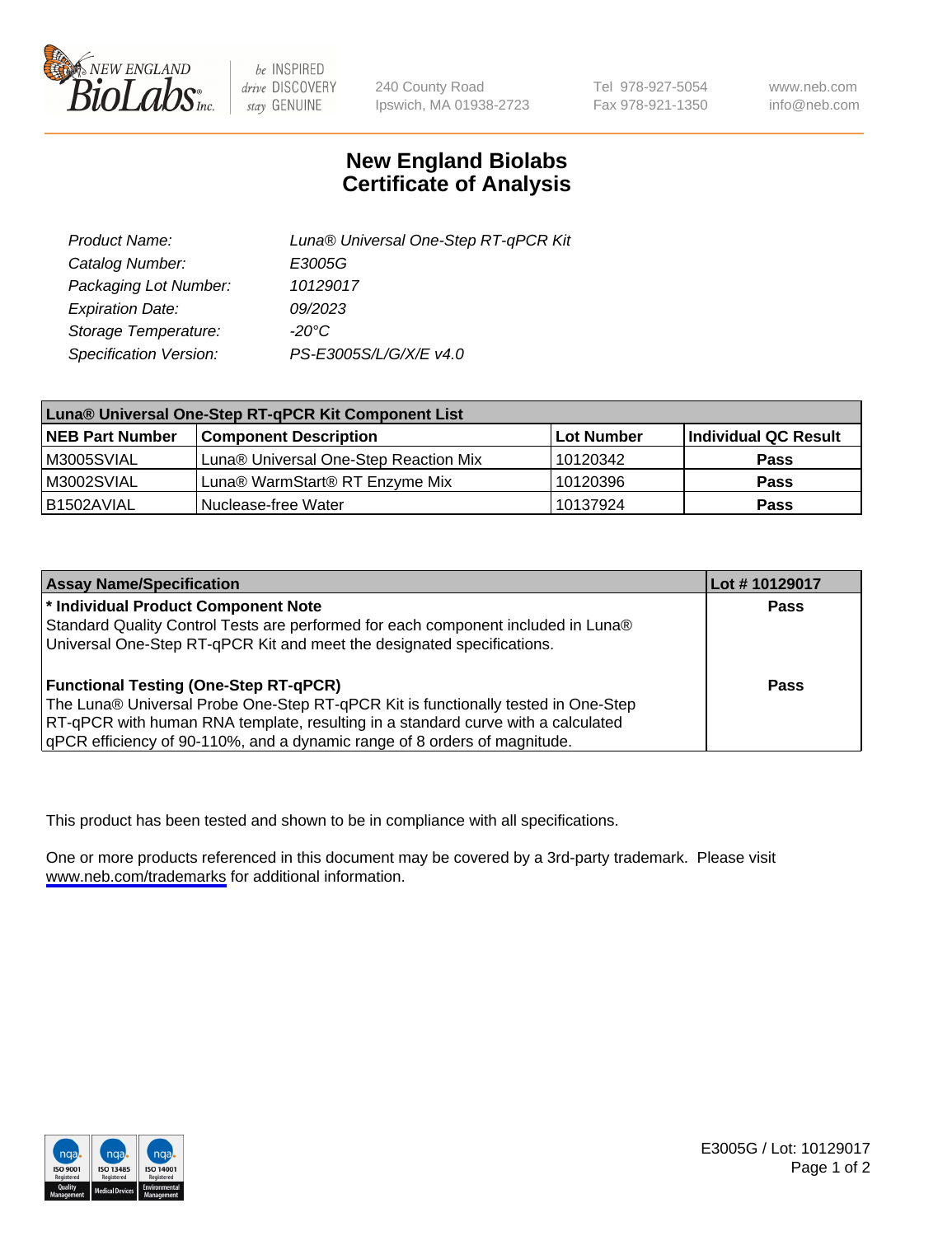# New England Biolabs
# Certificate of Analysis

| | |
|---|---|
| *Product Name:* | *Luna® Universal One-Step RT-qPCR Kit* |
| *Catalog Number:* | *E3005G* |
| *Packaging Lot Number:* | *10129017* |
| *Expiration Date:* | *09/2023* |
| *Storage Temperature:* | *-20°C* |
| *Specification Version:* | *PS-E3005S/L/G/X/E v4.0* |

| Luna® Universal One-Step RT-qPCR Kit Component List | | | |
|---|---|---|---|
| **NEB Part Number** | **Component Description** | **Lot Number** | **Individual QC Result** |
| M3005SVIAL | Luna® Universal One-Step Reaction Mix | 10120342 | **Pass** |
| M3002SVIAL | Luna® WarmStart® RT Enzyme Mix | 10120396 | **Pass** |
| B1502AVIAL | Nuclease-free Water | 10137924 | **Pass** |

| Assay Name/Specification | Lot # 10129017 |
|---|---|
| **\* Individual Product Component Note**<br>Standard Quality Control Tests are performed for each component included in Luna® Universal One-Step RT-qPCR Kit and meet the designated specifications. | **Pass** |
| **Functional Testing (One-Step RT-qPCR)**<br>The Luna® Universal Probe One-Step RT-qPCR Kit is functionally tested in One-Step RT-qPCR with human RNA template, resulting in a standard curve with a calculated qPCR efficiency of 90-110%, and a dynamic range of 8 orders of magnitude. | **Pass** |

This product has been tested and shown to be in compliance with all specifications.

One or more products referenced in this document may be covered by a 3rd-party trademark. Please visit www.neb.com/trademarks for additional information.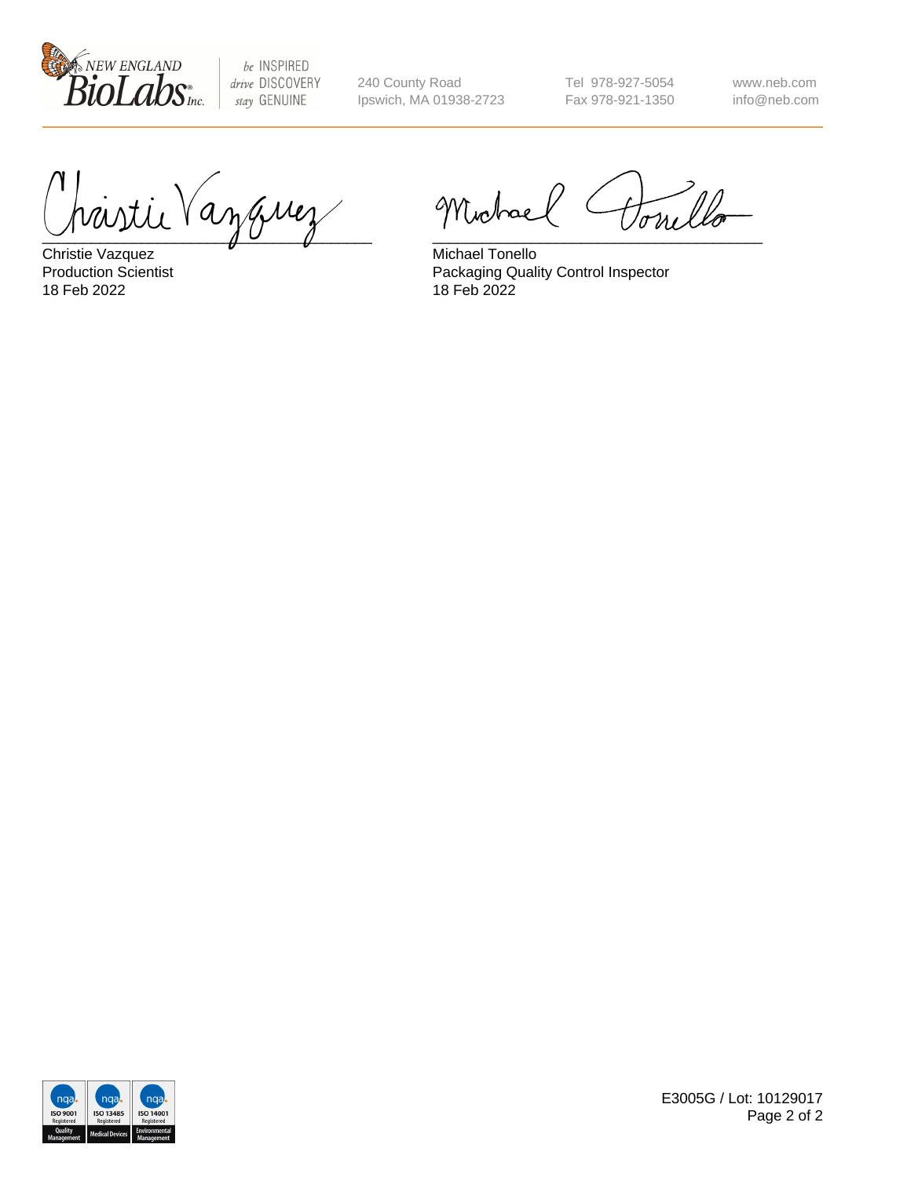Christie Vazquez
Production Scientist
18 Feb 2022

Michael Tonello
Packaging Quality Control Inspector
18 Feb 2022

E3005G / Lot: 10129017